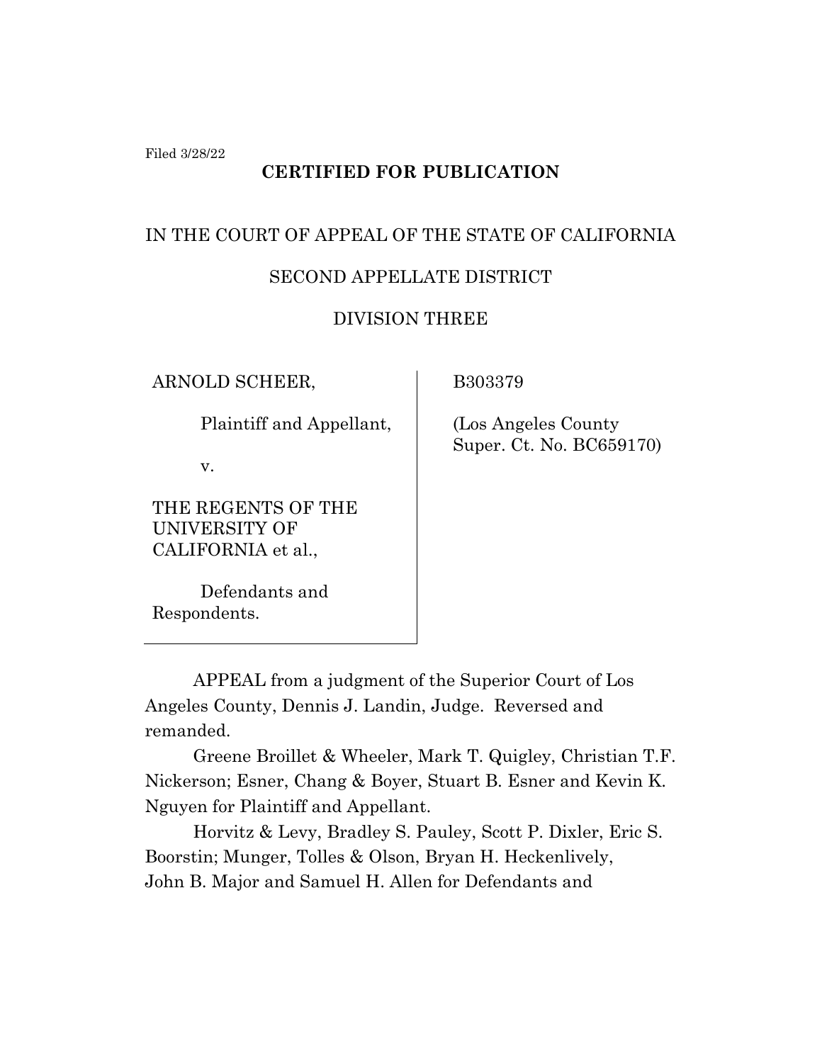Filed 3/28/22

**CERTIFIED FOR PUBLICATION**

IN THE COURT OF APPEAL OF THE STATE OF CALIFORNIA

SECOND APPELLATE DISTRICT

DIVISION THREE

| | |
|---|---|
| ARNOLD SCHEER,<br><br>Plaintiff and Appellant,<br><br>v.<br><br>THE REGENTS OF THE UNIVERSITY OF CALIFORNIA et al.,<br><br>Defendants and Respondents. | B303379<br><br>(Los Angeles County Super. Ct. No. BC659170) |

APPEAL from a judgment of the Superior Court of Los Angeles County, Dennis J. Landin, Judge. Reversed and remanded.

Greene Broillet & Wheeler, Mark T. Quigley, Christian T.F. Nickerson; Esner, Chang & Boyer, Stuart B. Esner and Kevin K. Nguyen for Plaintiff and Appellant.

Horvitz & Levy, Bradley S. Pauley, Scott P. Dixler, Eric S. Boorstin; Munger, Tolles & Olson, Bryan H. Heckenlively, John B. Major and Samuel H. Allen for Defendants and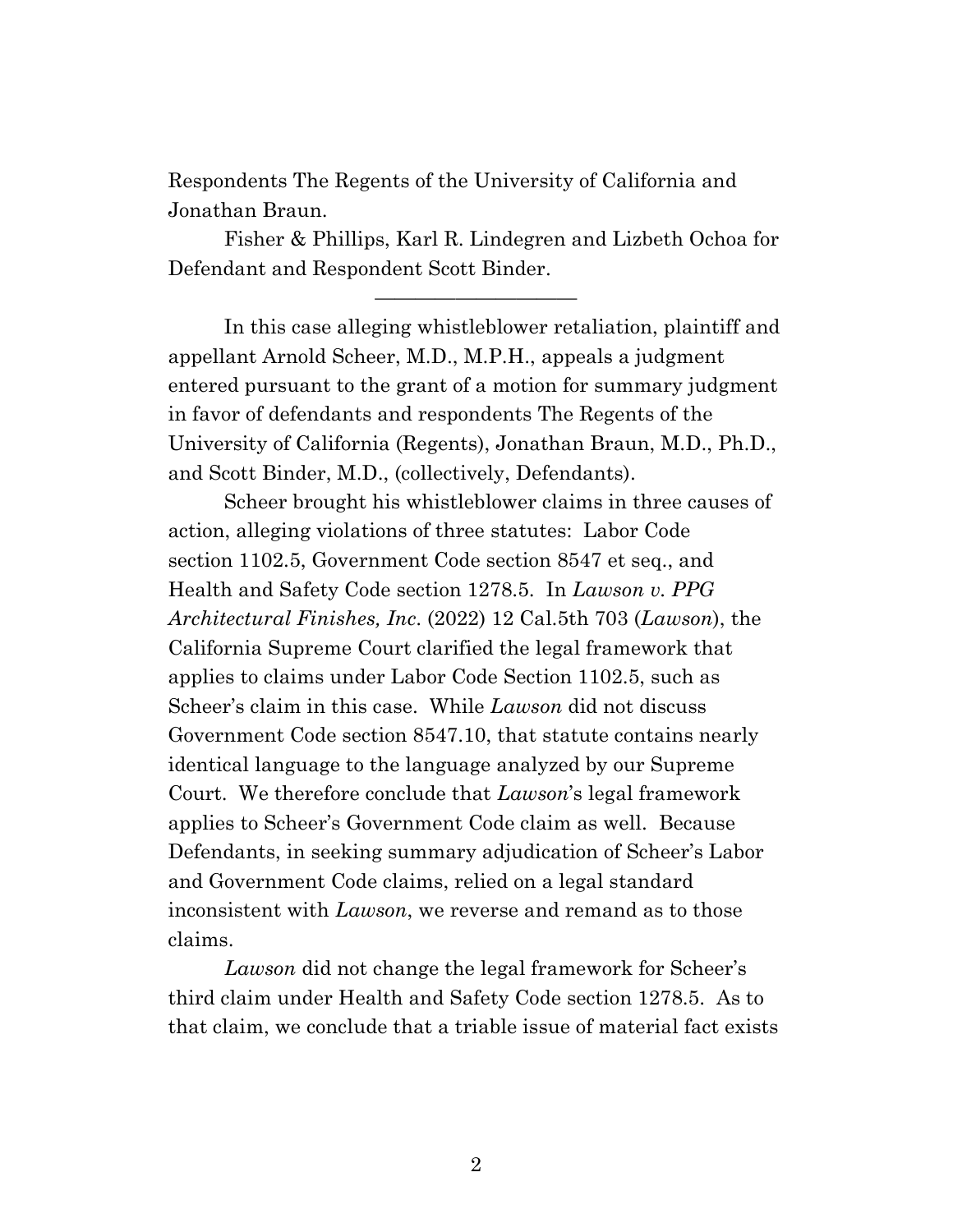Respondents The Regents of the University of California and Jonathan Braun.

Fisher & Phillips, Karl R. Lindegren and Lizbeth Ochoa for Defendant and Respondent Scott Binder.

———————————

In this case alleging whistleblower retaliation, plaintiff and appellant Arnold Scheer, M.D., M.P.H., appeals a judgment entered pursuant to the grant of a motion for summary judgment in favor of defendants and respondents The Regents of the University of California (Regents), Jonathan Braun, M.D., Ph.D., and Scott Binder, M.D., (collectively, Defendants).

Scheer brought his whistleblower claims in three causes of action, alleging violations of three statutes: Labor Code section 1102.5, Government Code section 8547 et seq., and Health and Safety Code section 1278.5. In *Lawson v. PPG Architectural Finishes, Inc*. (2022) 12 Cal.5th 703 (*Lawson*), the California Supreme Court clarified the legal framework that applies to claims under Labor Code Section 1102.5, such as Scheer's claim in this case. While *Lawson* did not discuss Government Code section 8547.10, that statute contains nearly identical language to the language analyzed by our Supreme Court. We therefore conclude that *Lawson*'s legal framework applies to Scheer's Government Code claim as well. Because Defendants, in seeking summary adjudication of Scheer's Labor and Government Code claims, relied on a legal standard inconsistent with *Lawson*, we reverse and remand as to those claims.

*Lawson* did not change the legal framework for Scheer's third claim under Health and Safety Code section 1278.5. As to that claim, we conclude that a triable issue of material fact exists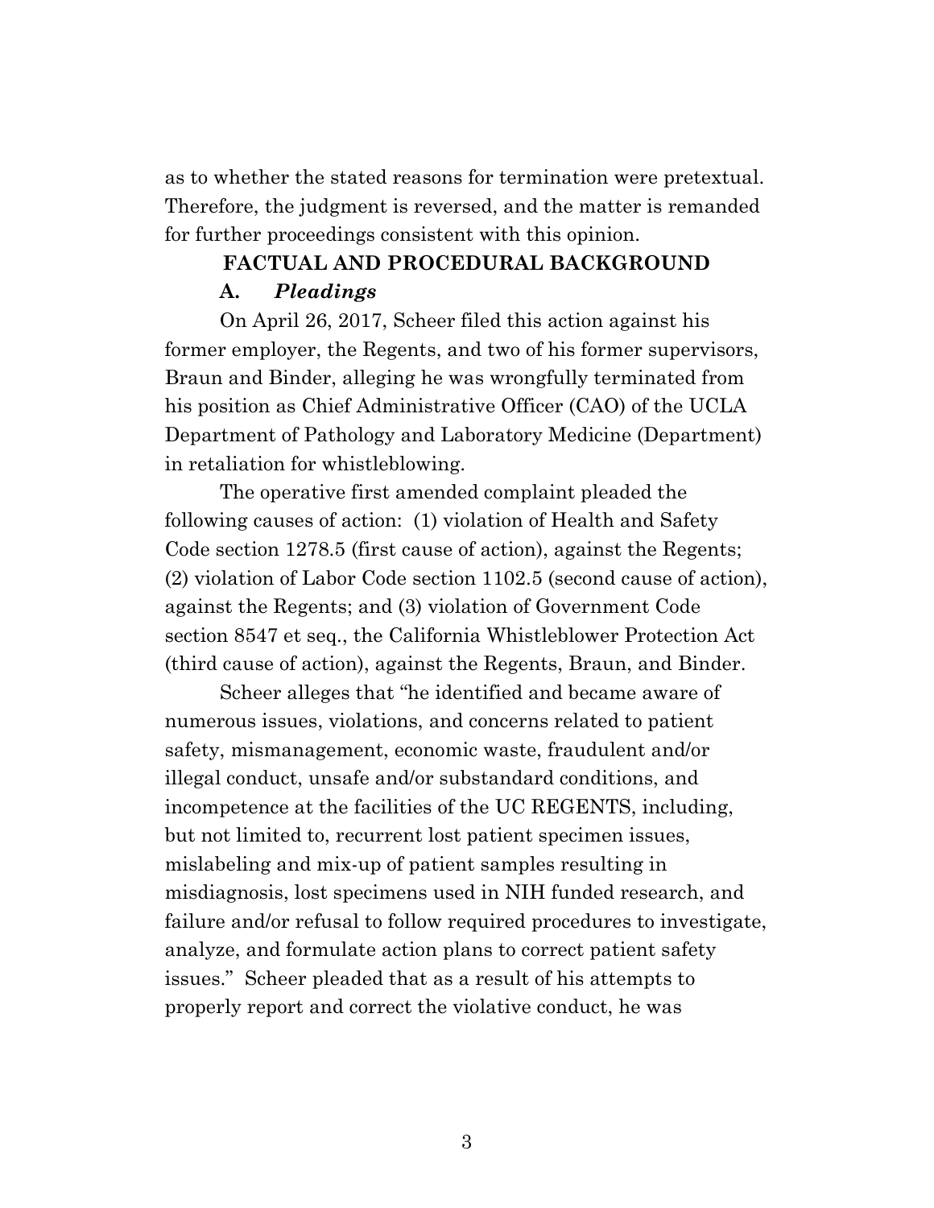as to whether the stated reasons for termination were pretextual. Therefore, the judgment is reversed, and the matter is remanded for further proceedings consistent with this opinion.

## FACTUAL AND PROCEDURAL BACKGROUND

### A. *Pleadings*

On April 26, 2017, Scheer filed this action against his former employer, the Regents, and two of his former supervisors, Braun and Binder, alleging he was wrongfully terminated from his position as Chief Administrative Officer (CAO) of the UCLA Department of Pathology and Laboratory Medicine (Department) in retaliation for whistleblowing.

The operative first amended complaint pleaded the following causes of action: (1) violation of Health and Safety Code section 1278.5 (first cause of action), against the Regents; (2) violation of Labor Code section 1102.5 (second cause of action), against the Regents; and (3) violation of Government Code section 8547 et seq., the California Whistleblower Protection Act (third cause of action), against the Regents, Braun, and Binder.

Scheer alleges that "he identified and became aware of numerous issues, violations, and concerns related to patient safety, mismanagement, economic waste, fraudulent and/or illegal conduct, unsafe and/or substandard conditions, and incompetence at the facilities of the UC REGENTS, including, but not limited to, recurrent lost patient specimen issues, mislabeling and mix-up of patient samples resulting in misdiagnosis, lost specimens used in NIH funded research, and failure and/or refusal to follow required procedures to investigate, analyze, and formulate action plans to correct patient safety issues." Scheer pleaded that as a result of his attempts to properly report and correct the violative conduct, he was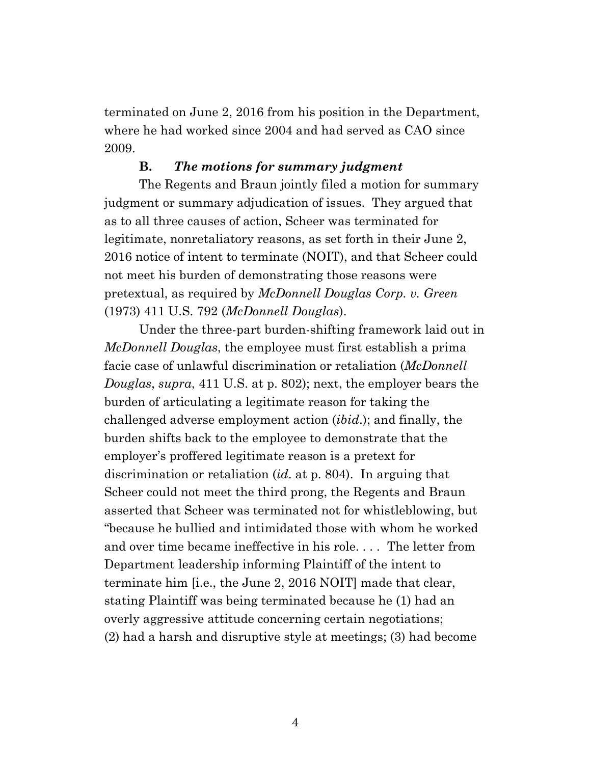terminated on June 2, 2016 from his position in the Department, where he had worked since 2004 and had served as CAO since 2009.

**B. *The motions for summary judgment***

The Regents and Braun jointly filed a motion for summary judgment or summary adjudication of issues. They argued that as to all three causes of action, Scheer was terminated for legitimate, nonretaliatory reasons, as set forth in their June 2, 2016 notice of intent to terminate (NOIT), and that Scheer could not meet his burden of demonstrating those reasons were pretextual, as required by *McDonnell Douglas Corp. v. Green* (1973) 411 U.S. 792 (*McDonnell Douglas*).

Under the three-part burden-shifting framework laid out in *McDonnell Douglas*, the employee must first establish a prima facie case of unlawful discrimination or retaliation (*McDonnell Douglas*, *supra*, 411 U.S. at p. 802); next, the employer bears the burden of articulating a legitimate reason for taking the challenged adverse employment action (*ibid*.); and finally, the burden shifts back to the employee to demonstrate that the employer's proffered legitimate reason is a pretext for discrimination or retaliation (*id*. at p. 804). In arguing that Scheer could not meet the third prong, the Regents and Braun asserted that Scheer was terminated not for whistleblowing, but "because he bullied and intimidated those with whom he worked and over time became ineffective in his role. . . . The letter from Department leadership informing Plaintiff of the intent to terminate him [i.e., the June 2, 2016 NOIT] made that clear, stating Plaintiff was being terminated because he (1) had an overly aggressive attitude concerning certain negotiations; (2) had a harsh and disruptive style at meetings; (3) had become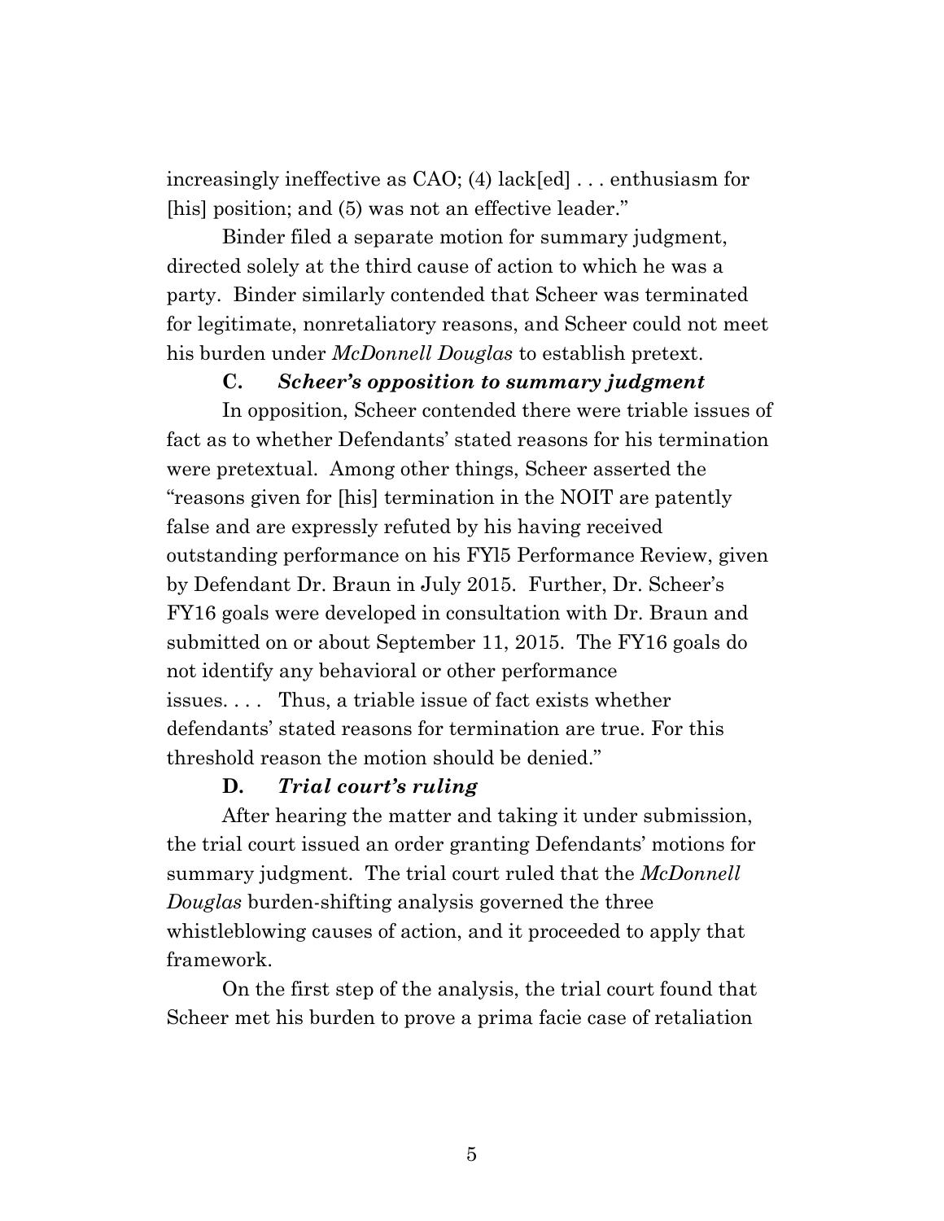increasingly ineffective as CAO; (4) lack[ed] . . . enthusiasm for [his] position; and (5) was not an effective leader."

Binder filed a separate motion for summary judgment, directed solely at the third cause of action to which he was a party. Binder similarly contended that Scheer was terminated for legitimate, nonretaliatory reasons, and Scheer could not meet his burden under *McDonnell Douglas* to establish pretext.

### C. *Scheer's opposition to summary judgment*

In opposition, Scheer contended there were triable issues of fact as to whether Defendants' stated reasons for his termination were pretextual. Among other things, Scheer asserted the "reasons given for [his] termination in the NOIT are patently false and are expressly refuted by his having received outstanding performance on his FYl5 Performance Review, given by Defendant Dr. Braun in July 2015. Further, Dr. Scheer's FY16 goals were developed in consultation with Dr. Braun and submitted on or about September 11, 2015. The FY16 goals do not identify any behavioral or other performance issues. . . . Thus, a triable issue of fact exists whether defendants' stated reasons for termination are true. For this threshold reason the motion should be denied."

### D. *Trial court's ruling*

After hearing the matter and taking it under submission, the trial court issued an order granting Defendants' motions for summary judgment. The trial court ruled that the *McDonnell Douglas* burden-shifting analysis governed the three whistleblowing causes of action, and it proceeded to apply that framework.

On the first step of the analysis, the trial court found that Scheer met his burden to prove a prima facie case of retaliation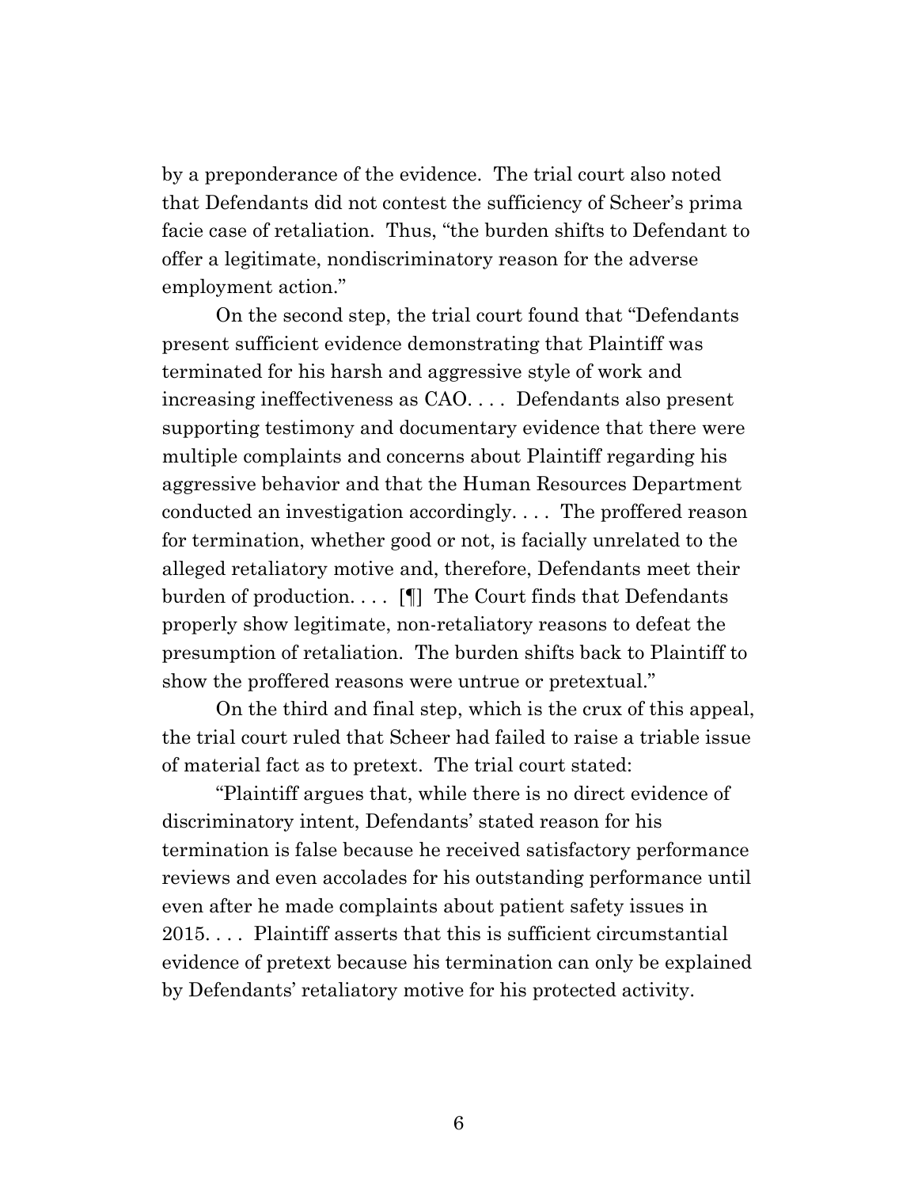by a preponderance of the evidence. The trial court also noted that Defendants did not contest the sufficiency of Scheer's prima facie case of retaliation. Thus, "the burden shifts to Defendant to offer a legitimate, nondiscriminatory reason for the adverse employment action."

On the second step, the trial court found that "Defendants present sufficient evidence demonstrating that Plaintiff was terminated for his harsh and aggressive style of work and increasing ineffectiveness as CAO. . . . Defendants also present supporting testimony and documentary evidence that there were multiple complaints and concerns about Plaintiff regarding his aggressive behavior and that the Human Resources Department conducted an investigation accordingly. . . . The proffered reason for termination, whether good or not, is facially unrelated to the alleged retaliatory motive and, therefore, Defendants meet their burden of production. . . . [¶] The Court finds that Defendants properly show legitimate, non-retaliatory reasons to defeat the presumption of retaliation. The burden shifts back to Plaintiff to show the proffered reasons were untrue or pretextual."

On the third and final step, which is the crux of this appeal, the trial court ruled that Scheer had failed to raise a triable issue of material fact as to pretext. The trial court stated:

"Plaintiff argues that, while there is no direct evidence of discriminatory intent, Defendants' stated reason for his termination is false because he received satisfactory performance reviews and even accolades for his outstanding performance until even after he made complaints about patient safety issues in 2015. . . . Plaintiff asserts that this is sufficient circumstantial evidence of pretext because his termination can only be explained by Defendants' retaliatory motive for his protected activity.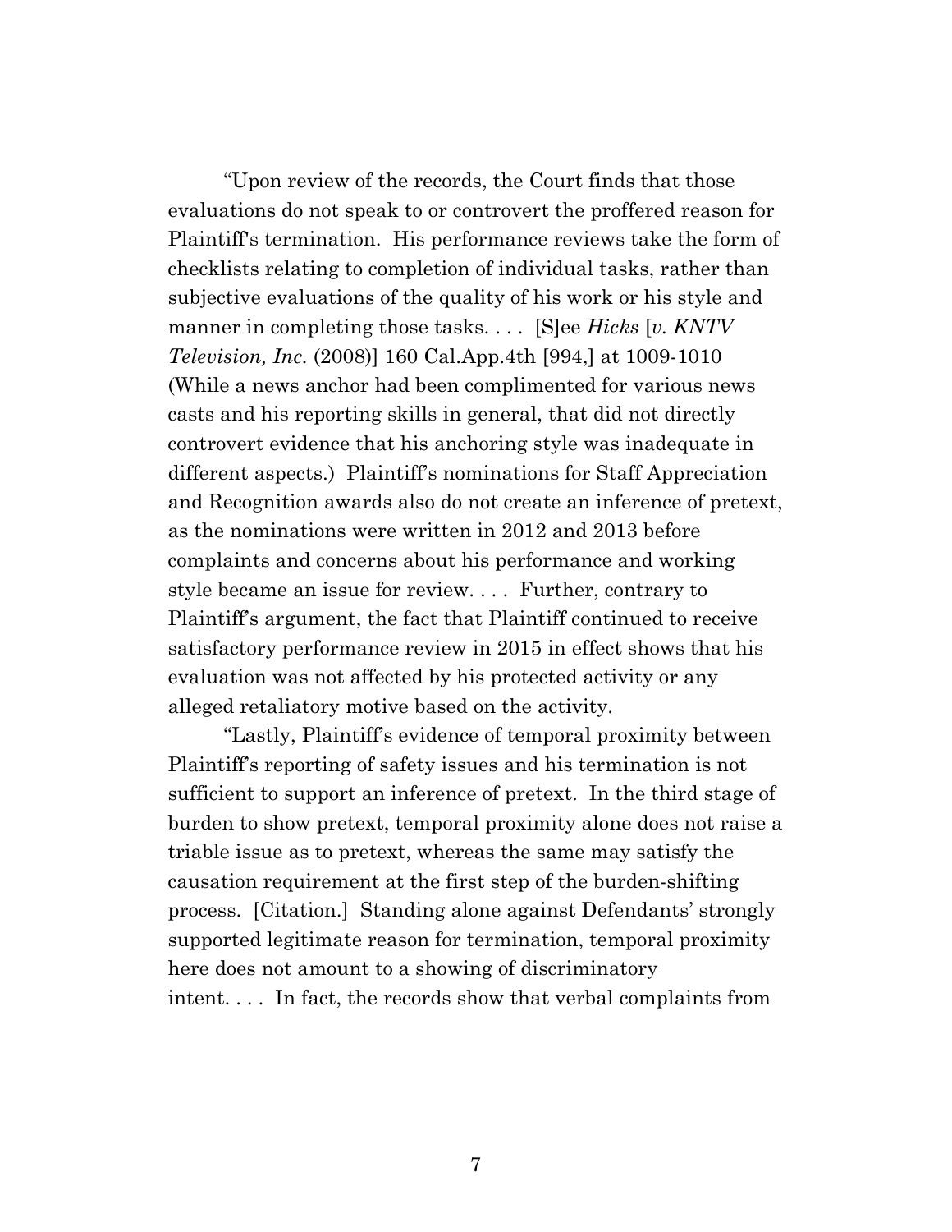"Upon review of the records, the Court finds that those evaluations do not speak to or controvert the proffered reason for Plaintiff's termination. His performance reviews take the form of checklists relating to completion of individual tasks, rather than subjective evaluations of the quality of his work or his style and manner in completing those tasks. . . . [S]ee *Hicks* [*v. KNTV Television, Inc.* (2008)] 160 Cal.App.4th [994,] at 1009-1010 (While a news anchor had been complimented for various news casts and his reporting skills in general, that did not directly controvert evidence that his anchoring style was inadequate in different aspects.) Plaintiff's nominations for Staff Appreciation and Recognition awards also do not create an inference of pretext, as the nominations were written in 2012 and 2013 before complaints and concerns about his performance and working style became an issue for review. . . . Further, contrary to Plaintiff's argument, the fact that Plaintiff continued to receive satisfactory performance review in 2015 in effect shows that his evaluation was not affected by his protected activity or any alleged retaliatory motive based on the activity.

"Lastly, Plaintiff's evidence of temporal proximity between Plaintiff's reporting of safety issues and his termination is not sufficient to support an inference of pretext. In the third stage of burden to show pretext, temporal proximity alone does not raise a triable issue as to pretext, whereas the same may satisfy the causation requirement at the first step of the burden-shifting process. [Citation.] Standing alone against Defendants' strongly supported legitimate reason for termination, temporal proximity here does not amount to a showing of discriminatory intent. . . . In fact, the records show that verbal complaints from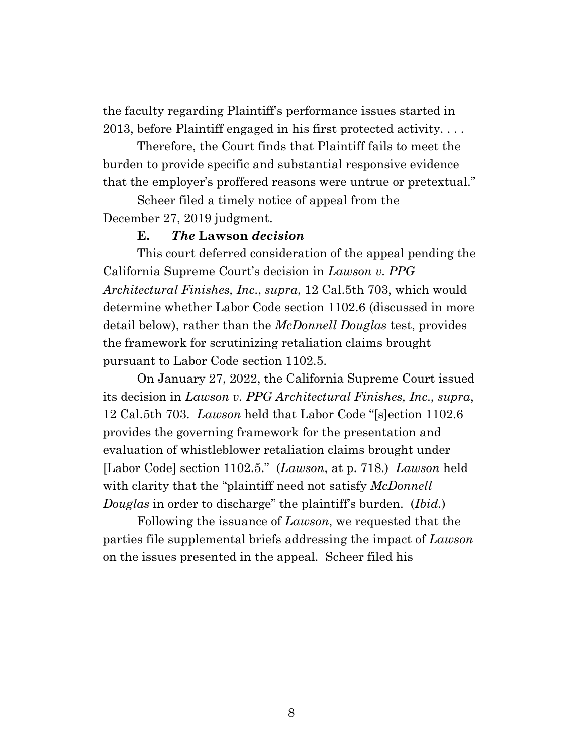the faculty regarding Plaintiff's performance issues started in 2013, before Plaintiff engaged in his first protected activity. . . .

Therefore, the Court finds that Plaintiff fails to meet the burden to provide specific and substantial responsive evidence that the employer's proffered reasons were untrue or pretextual."

Scheer filed a timely notice of appeal from the December 27, 2019 judgment.

**E. *The* Lawson *decision***

This court deferred consideration of the appeal pending the California Supreme Court's decision in *Lawson v. PPG Architectural Finishes, Inc.*, *supra*, 12 Cal.5th 703, which would determine whether Labor Code section 1102.6 (discussed in more detail below), rather than the *McDonnell Douglas* test, provides the framework for scrutinizing retaliation claims brought pursuant to Labor Code section 1102.5.

On January 27, 2022, the California Supreme Court issued its decision in *Lawson v. PPG Architectural Finishes, Inc.*, *supra*, 12 Cal.5th 703. *Lawson* held that Labor Code "[s]ection 1102.6 provides the governing framework for the presentation and evaluation of whistleblower retaliation claims brought under [Labor Code] section 1102.5." (*Lawson*, at p. 718.) *Lawson* held with clarity that the "plaintiff need not satisfy *McDonnell Douglas* in order to discharge" the plaintiff's burden. (*Ibid.*)

Following the issuance of *Lawson*, we requested that the parties file supplemental briefs addressing the impact of *Lawson* on the issues presented in the appeal. Scheer filed his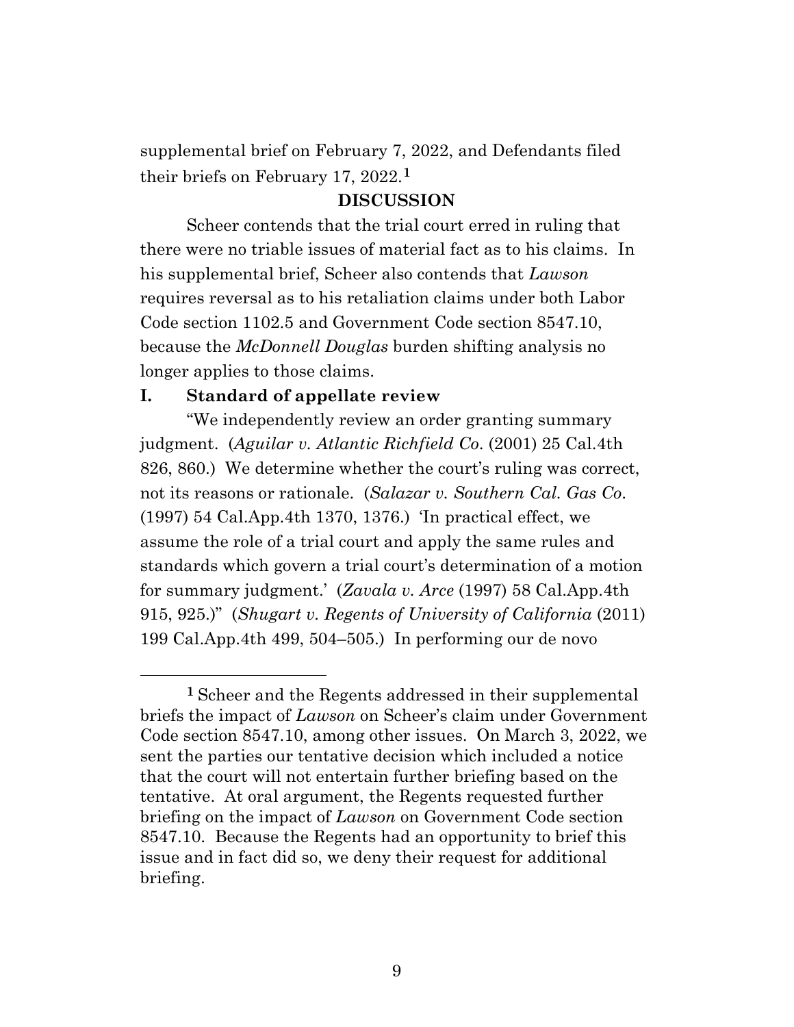supplemental brief on February 7, 2022, and Defendants filed their briefs on February 17, 2022.[1]

## DISCUSSION

Scheer contends that the trial court erred in ruling that there were no triable issues of material fact as to his claims. In his supplemental brief, Scheer also contends that *Lawson* requires reversal as to his retaliation claims under both Labor Code section 1102.5 and Government Code section 8547.10, because the *McDonnell Douglas* burden shifting analysis no longer applies to those claims.

### I. Standard of appellate review

"We independently review an order granting summary judgment. (*Aguilar v. Atlantic Richfield Co.* (2001) 25 Cal.4th 826, 860.) We determine whether the court's ruling was correct, not its reasons or rationale. (*Salazar v. Southern Cal. Gas Co.* (1997) 54 Cal.App.4th 1370, 1376.) 'In practical effect, we assume the role of a trial court and apply the same rules and standards which govern a trial court's determination of a motion for summary judgment.' (*Zavala v. Arce* (1997) 58 Cal.App.4th 915, 925.)" (*Shugart v. Regents of University of California* (2011) 199 Cal.App.4th 499, 504–505.) In performing our de novo

---

[1] Scheer and the Regents addressed in their supplemental briefs the impact of *Lawson* on Scheer's claim under Government Code section 8547.10, among other issues. On March 3, 2022, we sent the parties our tentative decision which included a notice that the court will not entertain further briefing based on the tentative. At oral argument, the Regents requested further briefing on the impact of *Lawson* on Government Code section 8547.10. Because the Regents had an opportunity to brief this issue and in fact did so, we deny their request for additional briefing.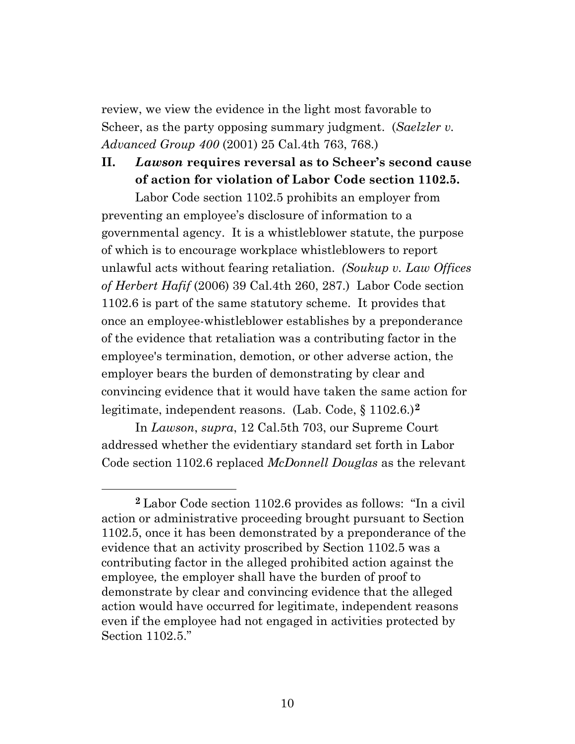review, we view the evidence in the light most favorable to Scheer, as the party opposing summary judgment. (*Saelzler v. Advanced Group 400* (2001) 25 Cal.4th 763, 768.)

## II. *Lawson* requires reversal as to Scheer's second cause of action for violation of Labor Code section 1102.5.

Labor Code section 1102.5 prohibits an employer from preventing an employee's disclosure of information to a governmental agency. It is a whistleblower statute, the purpose of which is to encourage workplace whistleblowers to report unlawful acts without fearing retaliation. *(Soukup v. Law Offices of Herbert Hafif* (2006) 39 Cal.4th 260, 287.) Labor Code section 1102.6 is part of the same statutory scheme. It provides that once an employee-whistleblower establishes by a preponderance of the evidence that retaliation was a contributing factor in the employee's termination, demotion, or other adverse action, the employer bears the burden of demonstrating by clear and convincing evidence that it would have taken the same action for legitimate, independent reasons. (Lab. Code, § 1102.6.)[2]

In *Lawson*, *supra*, 12 Cal.5th 703, our Supreme Court addressed whether the evidentiary standard set forth in Labor Code section 1102.6 replaced *McDonnell Douglas* as the relevant

---

[2] Labor Code section 1102.6 provides as follows: "In a civil action or administrative proceeding brought pursuant to Section 1102.5, once it has been demonstrated by a preponderance of the evidence that an activity proscribed by Section 1102.5 was a contributing factor in the alleged prohibited action against the employee*,* the employer shall have the burden of proof to demonstrate by clear and convincing evidence that the alleged action would have occurred for legitimate, independent reasons even if the employee had not engaged in activities protected by Section 1102.5."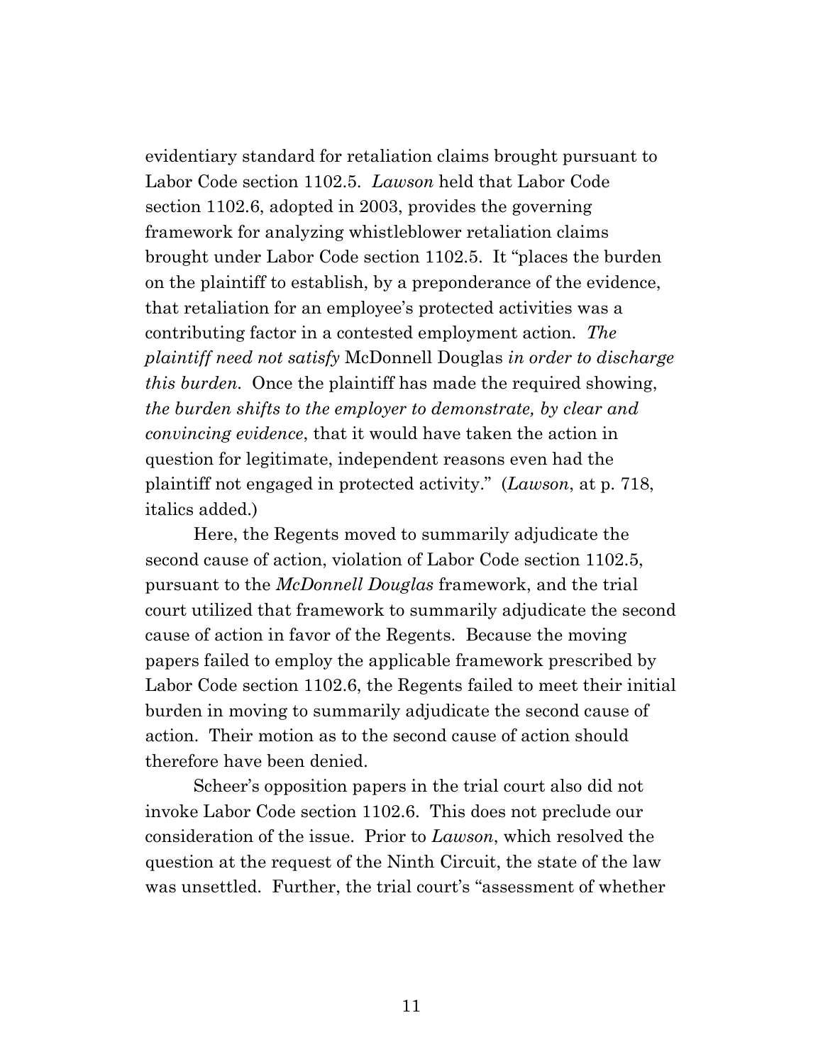evidentiary standard for retaliation claims brought pursuant to Labor Code section 1102.5. *Lawson* held that Labor Code section 1102.6, adopted in 2003, provides the governing framework for analyzing whistleblower retaliation claims brought under Labor Code section 1102.5. It "places the burden on the plaintiff to establish, by a preponderance of the evidence, that retaliation for an employee's protected activities was a contributing factor in a contested employment action. *The plaintiff need not satisfy* McDonnell Douglas *in order to discharge this burden.* Once the plaintiff has made the required showing, *the burden shifts to the employer to demonstrate, by clear and convincing evidence*, that it would have taken the action in question for legitimate, independent reasons even had the plaintiff not engaged in protected activity." (*Lawson*, at p. 718, italics added.)

Here, the Regents moved to summarily adjudicate the second cause of action, violation of Labor Code section 1102.5, pursuant to the *McDonnell Douglas* framework, and the trial court utilized that framework to summarily adjudicate the second cause of action in favor of the Regents. Because the moving papers failed to employ the applicable framework prescribed by Labor Code section 1102.6, the Regents failed to meet their initial burden in moving to summarily adjudicate the second cause of action. Their motion as to the second cause of action should therefore have been denied.

Scheer's opposition papers in the trial court also did not invoke Labor Code section 1102.6. This does not preclude our consideration of the issue. Prior to *Lawson*, which resolved the question at the request of the Ninth Circuit, the state of the law was unsettled. Further, the trial court's "assessment of whether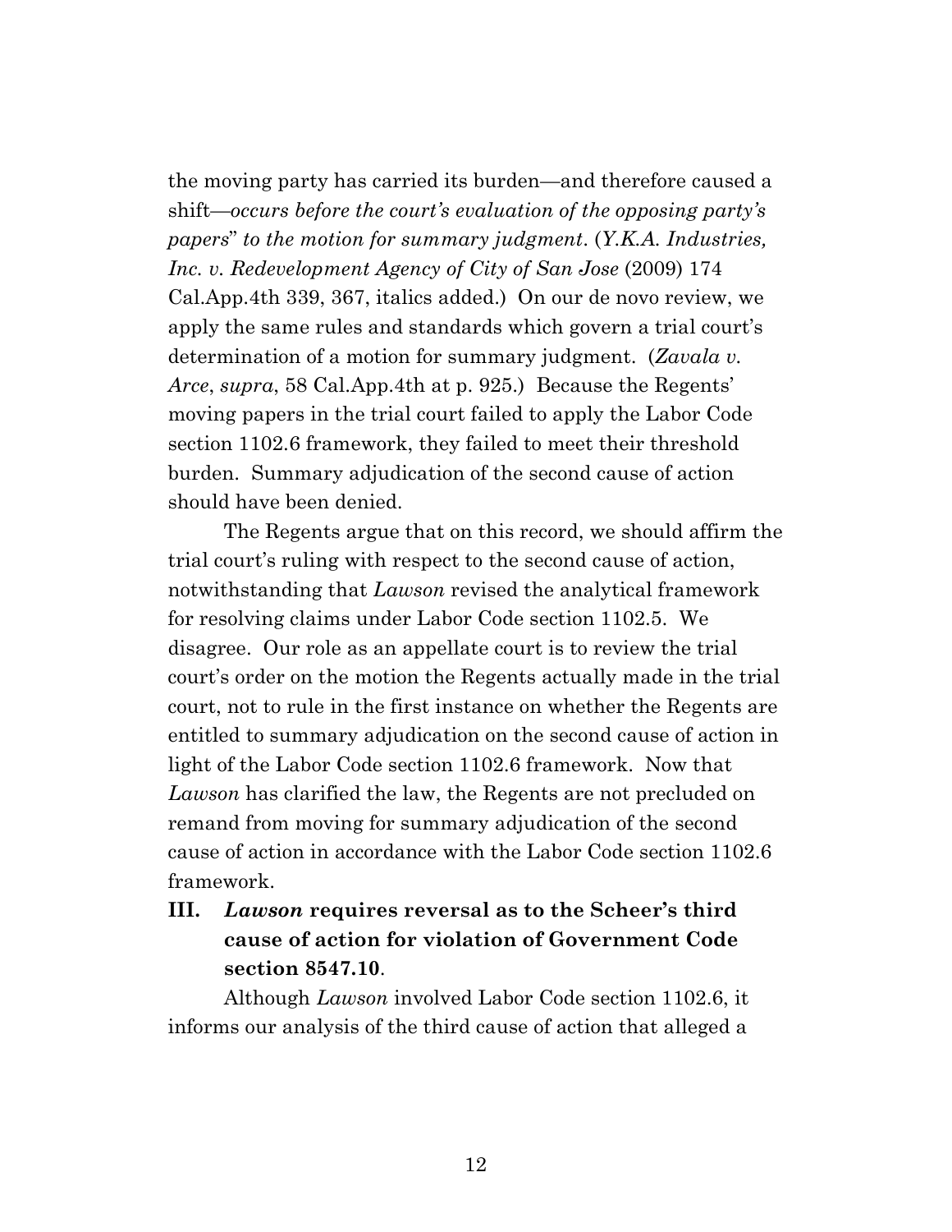the moving party has carried its burden—and therefore caused a shift—*occurs before the court's evaluation of the opposing party's papers*" *to the motion for summary judgment*. (*Y.K.A. Industries, Inc. v. Redevelopment Agency of City of San Jose* (2009) 174 Cal.App.4th 339, 367, italics added.) On our de novo review, we apply the same rules and standards which govern a trial court's determination of a motion for summary judgment. (*Zavala v. Arce*, *supra*, 58 Cal.App.4th at p. 925.) Because the Regents' moving papers in the trial court failed to apply the Labor Code section 1102.6 framework, they failed to meet their threshold burden. Summary adjudication of the second cause of action should have been denied.

The Regents argue that on this record, we should affirm the trial court's ruling with respect to the second cause of action, notwithstanding that *Lawson* revised the analytical framework for resolving claims under Labor Code section 1102.5. We disagree. Our role as an appellate court is to review the trial court's order on the motion the Regents actually made in the trial court, not to rule in the first instance on whether the Regents are entitled to summary adjudication on the second cause of action in light of the Labor Code section 1102.6 framework. Now that *Lawson* has clarified the law, the Regents are not precluded on remand from moving for summary adjudication of the second cause of action in accordance with the Labor Code section 1102.6 framework.

### III. *Lawson* requires reversal as to the Scheer's third cause of action for violation of Government Code section 8547.10.

Although *Lawson* involved Labor Code section 1102.6, it informs our analysis of the third cause of action that alleged a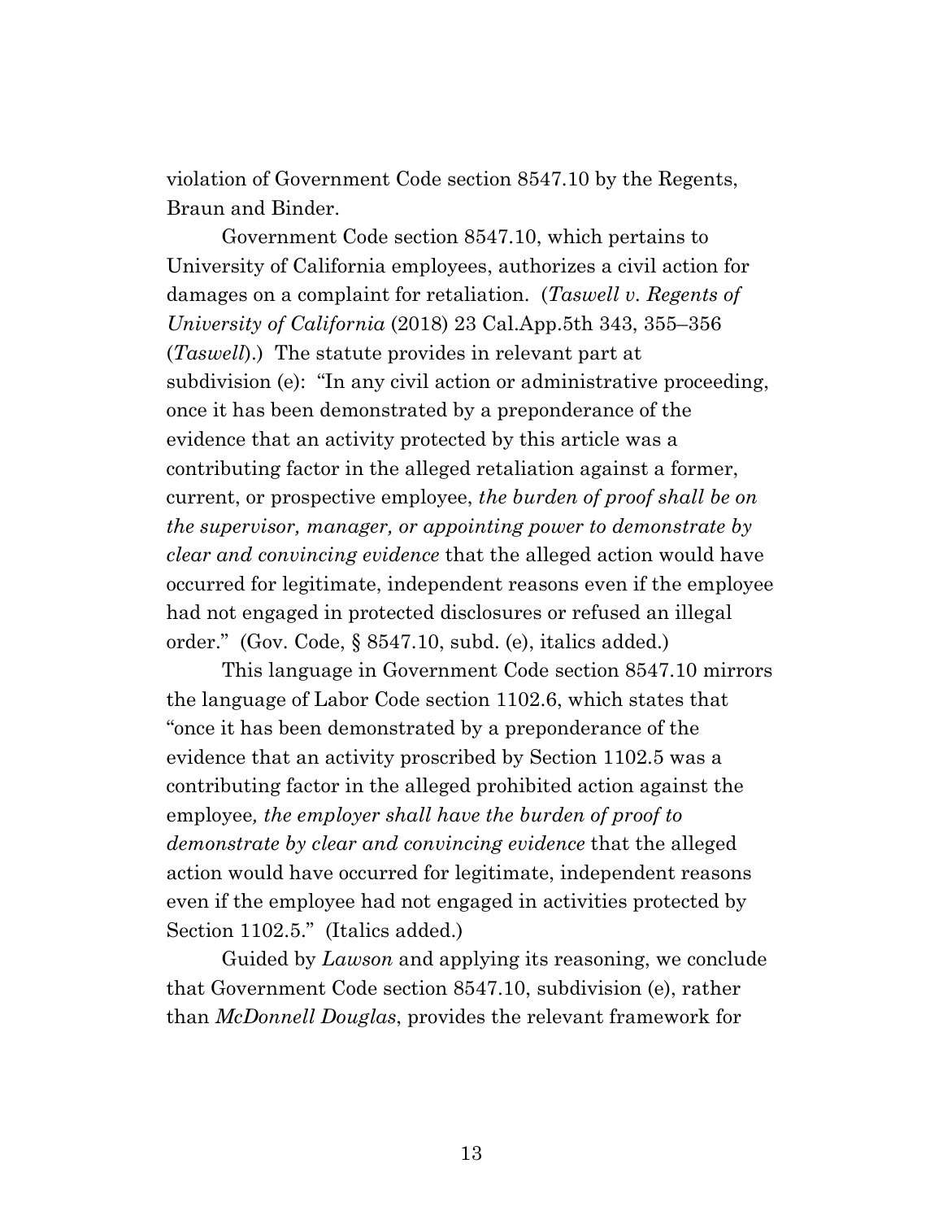violation of Government Code section 8547.10 by the Regents, Braun and Binder.

Government Code section 8547.10, which pertains to University of California employees, authorizes a civil action for damages on a complaint for retaliation. (*Taswell v. Regents of University of California* (2018) 23 Cal.App.5th 343, 355–356 (*Taswell*).) The statute provides in relevant part at subdivision (e): "In any civil action or administrative proceeding, once it has been demonstrated by a preponderance of the evidence that an activity protected by this article was a contributing factor in the alleged retaliation against a former, current, or prospective employee, *the burden of proof shall be on the supervisor, manager, or appointing power to demonstrate by clear and convincing evidence* that the alleged action would have occurred for legitimate, independent reasons even if the employee had not engaged in protected disclosures or refused an illegal order." (Gov. Code, § 8547.10, subd. (e), italics added.)

This language in Government Code section 8547.10 mirrors the language of Labor Code section 1102.6, which states that "once it has been demonstrated by a preponderance of the evidence that an activity proscribed by Section 1102.5 was a contributing factor in the alleged prohibited action against the employee*, the employer shall have the burden of proof to demonstrate by clear and convincing evidence* that the alleged action would have occurred for legitimate, independent reasons even if the employee had not engaged in activities protected by Section 1102.5." (Italics added.)

Guided by *Lawson* and applying its reasoning, we conclude that Government Code section 8547.10, subdivision (e), rather than *McDonnell Douglas*, provides the relevant framework for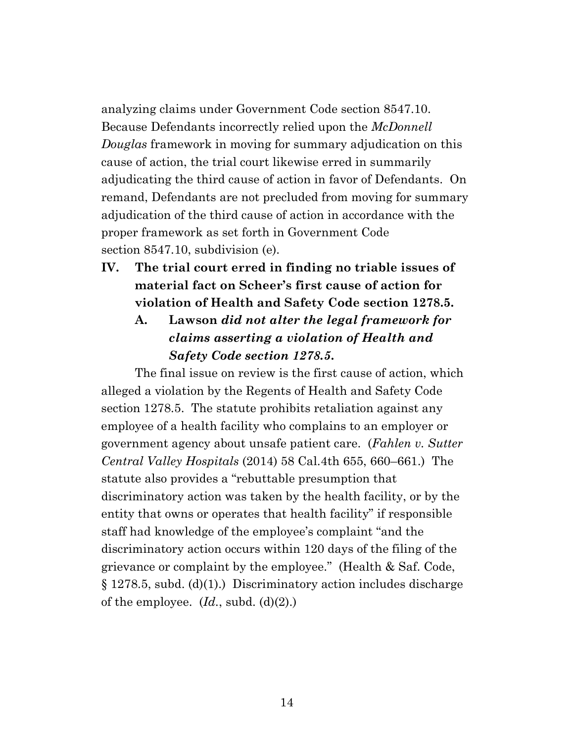analyzing claims under Government Code section 8547.10. Because Defendants incorrectly relied upon the *McDonnell Douglas* framework in moving for summary adjudication on this cause of action, the trial court likewise erred in summarily adjudicating the third cause of action in favor of Defendants. On remand, Defendants are not precluded from moving for summary adjudication of the third cause of action in accordance with the proper framework as set forth in Government Code section 8547.10, subdivision (e).

## IV. The trial court erred in finding no triable issues of material fact on Scheer's first cause of action for violation of Health and Safety Code section 1278.5.

### A. Lawson *did not alter the legal framework for claims asserting a violation of Health and Safety Code section 1278.5.*

The final issue on review is the first cause of action, which alleged a violation by the Regents of Health and Safety Code section 1278.5. The statute prohibits retaliation against any employee of a health facility who complains to an employer or government agency about unsafe patient care. (*Fahlen v. Sutter Central Valley Hospitals* (2014) 58 Cal.4th 655, 660–661.) The statute also provides a "rebuttable presumption that discriminatory action was taken by the health facility, or by the entity that owns or operates that health facility" if responsible staff had knowledge of the employee's complaint "and the discriminatory action occurs within 120 days of the filing of the grievance or complaint by the employee." (Health & Saf. Code, § 1278.5, subd. (d)(1).) Discriminatory action includes discharge of the employee. (*Id.*, subd. (d)(2).)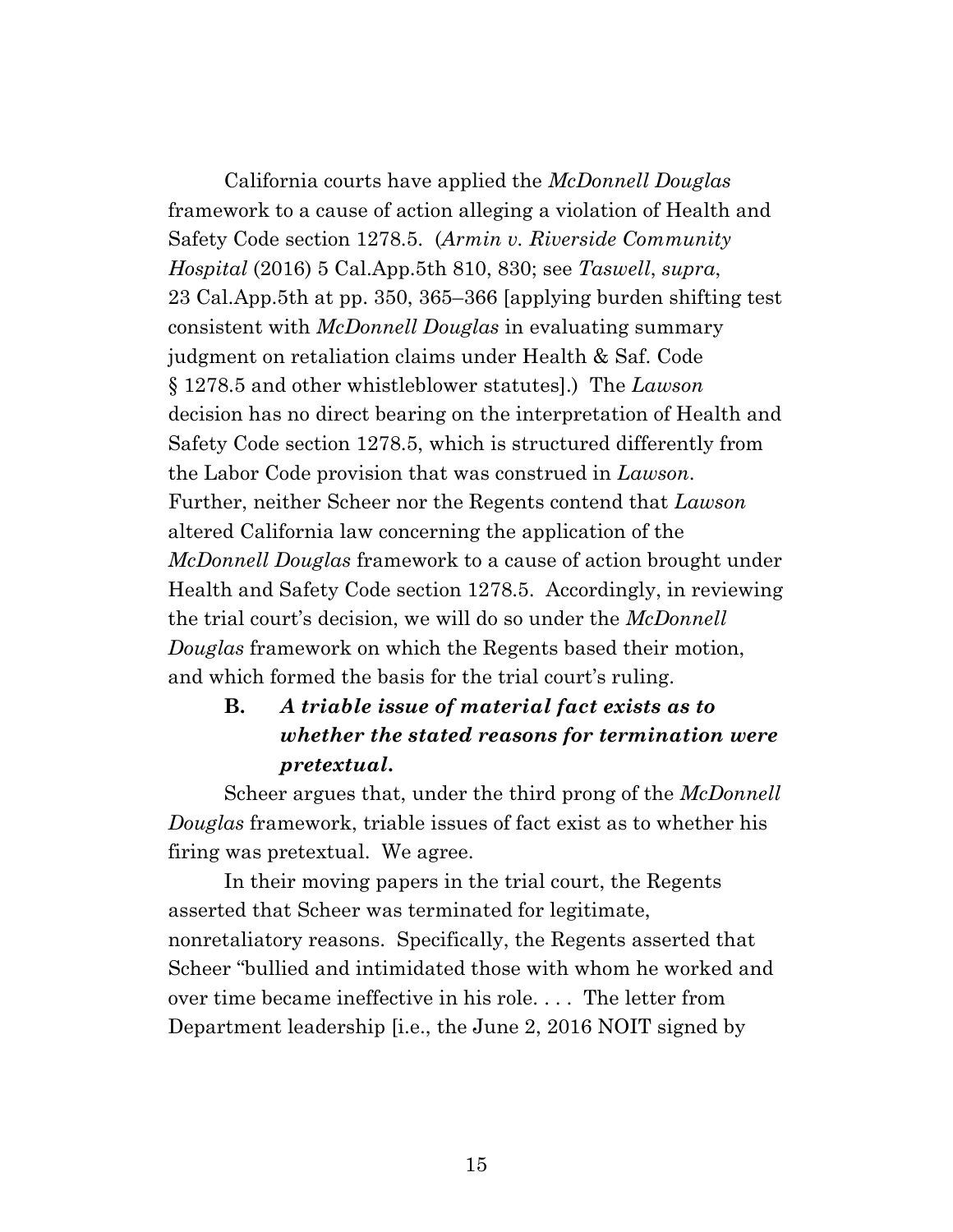California courts have applied the *McDonnell Douglas* framework to a cause of action alleging a violation of Health and Safety Code section 1278.5. (*Armin v. Riverside Community Hospital* (2016) 5 Cal.App.5th 810, 830; see *Taswell*, *supra*, 23 Cal.App.5th at pp. 350, 365–366 [applying burden shifting test consistent with *McDonnell Douglas* in evaluating summary judgment on retaliation claims under Health & Saf. Code § 1278.5 and other whistleblower statutes].) The *Lawson* decision has no direct bearing on the interpretation of Health and Safety Code section 1278.5, which is structured differently from the Labor Code provision that was construed in *Lawson*. Further, neither Scheer nor the Regents contend that *Lawson* altered California law concerning the application of the *McDonnell Douglas* framework to a cause of action brought under Health and Safety Code section 1278.5. Accordingly, in reviewing the trial court's decision, we will do so under the *McDonnell Douglas* framework on which the Regents based their motion, and which formed the basis for the trial court's ruling.

### B. *A triable issue of material fact exists as to whether the stated reasons for termination were pretextual.*

Scheer argues that, under the third prong of the *McDonnell Douglas* framework, triable issues of fact exist as to whether his firing was pretextual. We agree.

In their moving papers in the trial court, the Regents asserted that Scheer was terminated for legitimate, nonretaliatory reasons. Specifically, the Regents asserted that Scheer "bullied and intimidated those with whom he worked and over time became ineffective in his role. . . . The letter from Department leadership [i.e., the June 2, 2016 NOIT signed by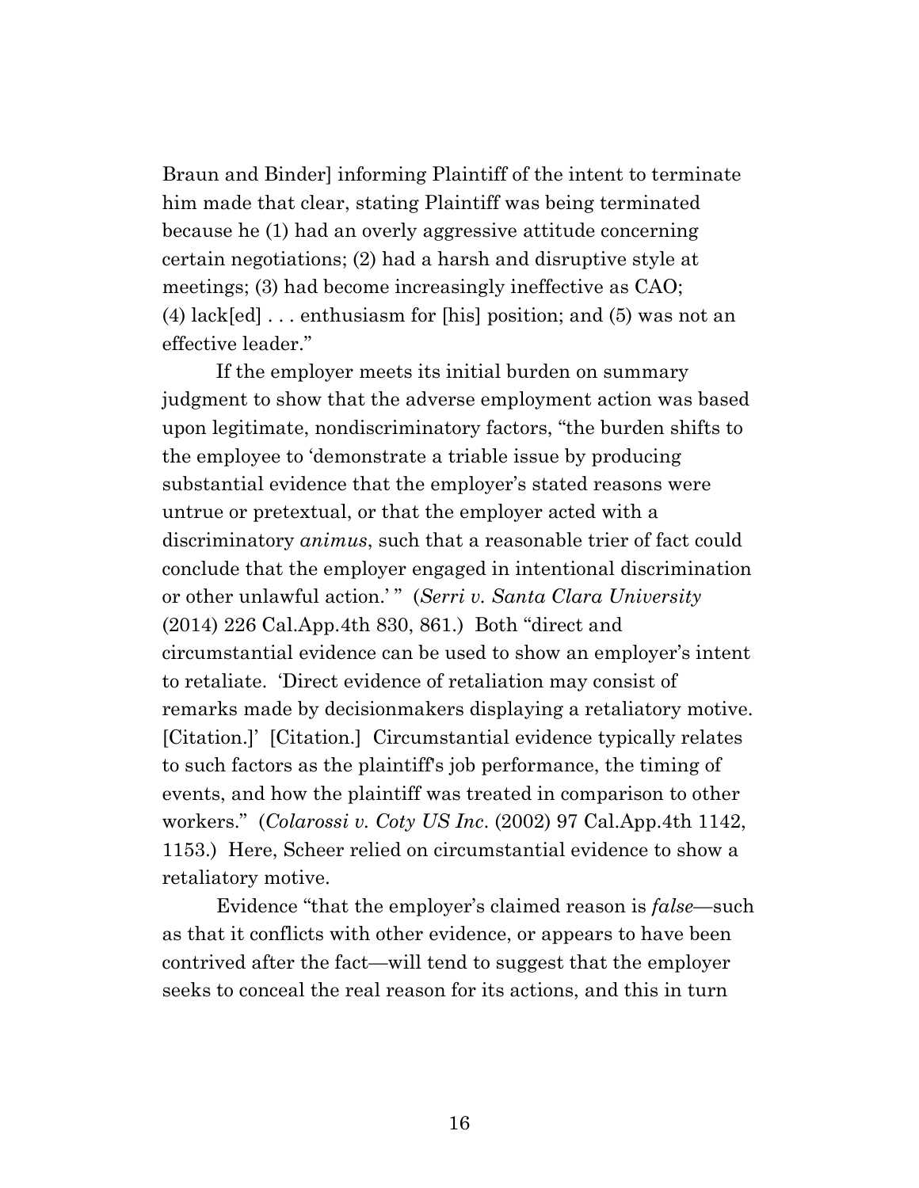Braun and Binder] informing Plaintiff of the intent to terminate him made that clear, stating Plaintiff was being terminated because he (1) had an overly aggressive attitude concerning certain negotiations; (2) had a harsh and disruptive style at meetings; (3) had become increasingly ineffective as CAO; (4) lack[ed] . . . enthusiasm for [his] position; and (5) was not an effective leader."

If the employer meets its initial burden on summary judgment to show that the adverse employment action was based upon legitimate, nondiscriminatory factors, "the burden shifts to the employee to 'demonstrate a triable issue by producing substantial evidence that the employer's stated reasons were untrue or pretextual, or that the employer acted with a discriminatory *animus*, such that a reasonable trier of fact could conclude that the employer engaged in intentional discrimination or other unlawful action.' " (*Serri v. Santa Clara University* (2014) 226 Cal.App.4th 830, 861.) Both "direct and circumstantial evidence can be used to show an employer's intent to retaliate. 'Direct evidence of retaliation may consist of remarks made by decisionmakers displaying a retaliatory motive. [Citation.]' [Citation.] Circumstantial evidence typically relates to such factors as the plaintiff's job performance, the timing of events, and how the plaintiff was treated in comparison to other workers." (*Colarossi v. Coty US Inc*. (2002) 97 Cal.App.4th 1142, 1153.) Here, Scheer relied on circumstantial evidence to show a retaliatory motive.

Evidence "that the employer's claimed reason is *false*—such as that it conflicts with other evidence, or appears to have been contrived after the fact—will tend to suggest that the employer seeks to conceal the real reason for its actions, and this in turn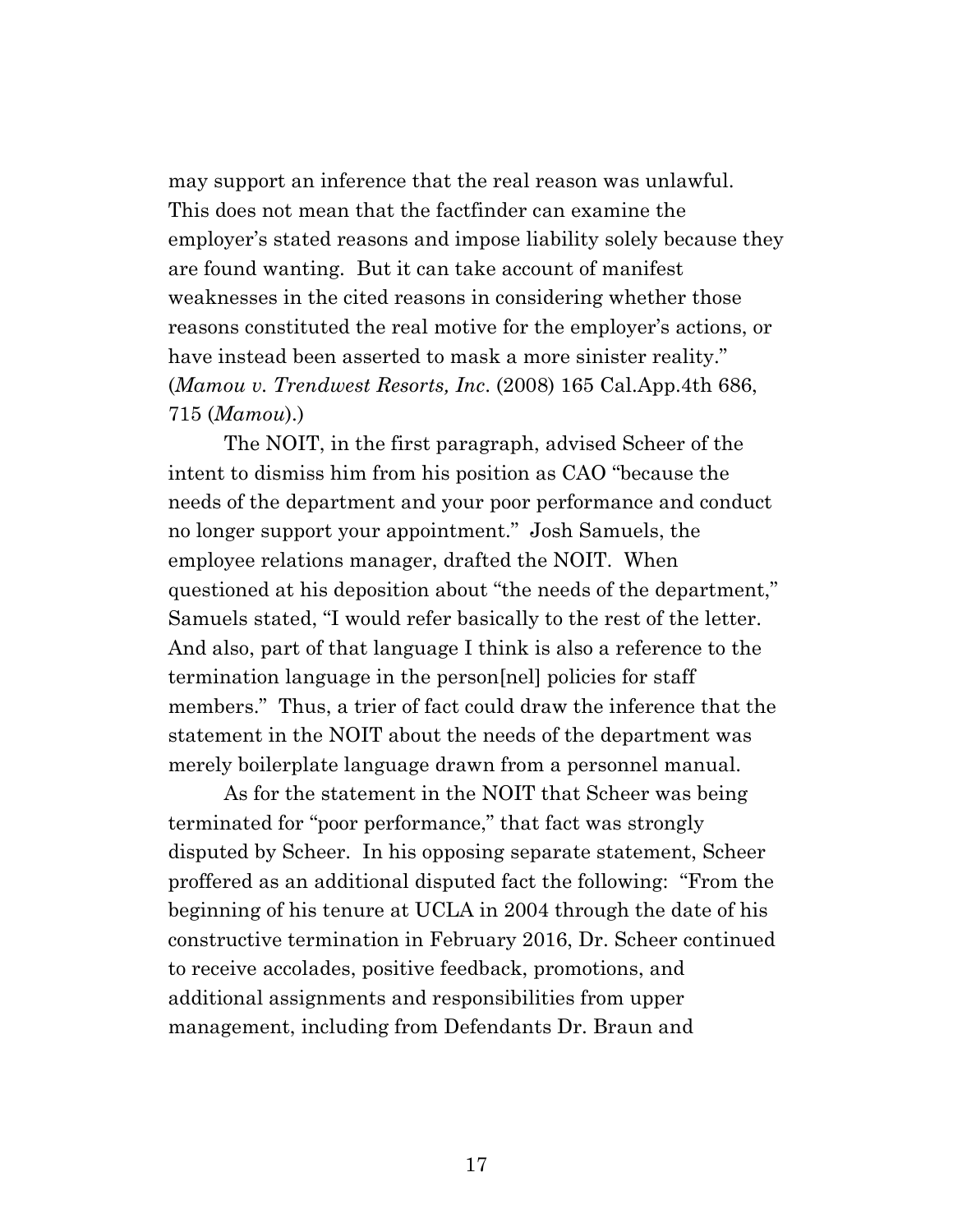may support an inference that the real reason was unlawful. This does not mean that the factfinder can examine the employer's stated reasons and impose liability solely because they are found wanting. But it can take account of manifest weaknesses in the cited reasons in considering whether those reasons constituted the real motive for the employer's actions, or have instead been asserted to mask a more sinister reality." (*Mamou v. Trendwest Resorts, Inc*. (2008) 165 Cal.App.4th 686, 715 (*Mamou*).)

The NOIT, in the first paragraph, advised Scheer of the intent to dismiss him from his position as CAO "because the needs of the department and your poor performance and conduct no longer support your appointment." Josh Samuels, the employee relations manager, drafted the NOIT. When questioned at his deposition about "the needs of the department," Samuels stated, "I would refer basically to the rest of the letter. And also, part of that language I think is also a reference to the termination language in the person[nel] policies for staff members." Thus, a trier of fact could draw the inference that the statement in the NOIT about the needs of the department was merely boilerplate language drawn from a personnel manual.

As for the statement in the NOIT that Scheer was being terminated for "poor performance," that fact was strongly disputed by Scheer. In his opposing separate statement, Scheer proffered as an additional disputed fact the following: "From the beginning of his tenure at UCLA in 2004 through the date of his constructive termination in February 2016, Dr. Scheer continued to receive accolades, positive feedback, promotions, and additional assignments and responsibilities from upper management, including from Defendants Dr. Braun and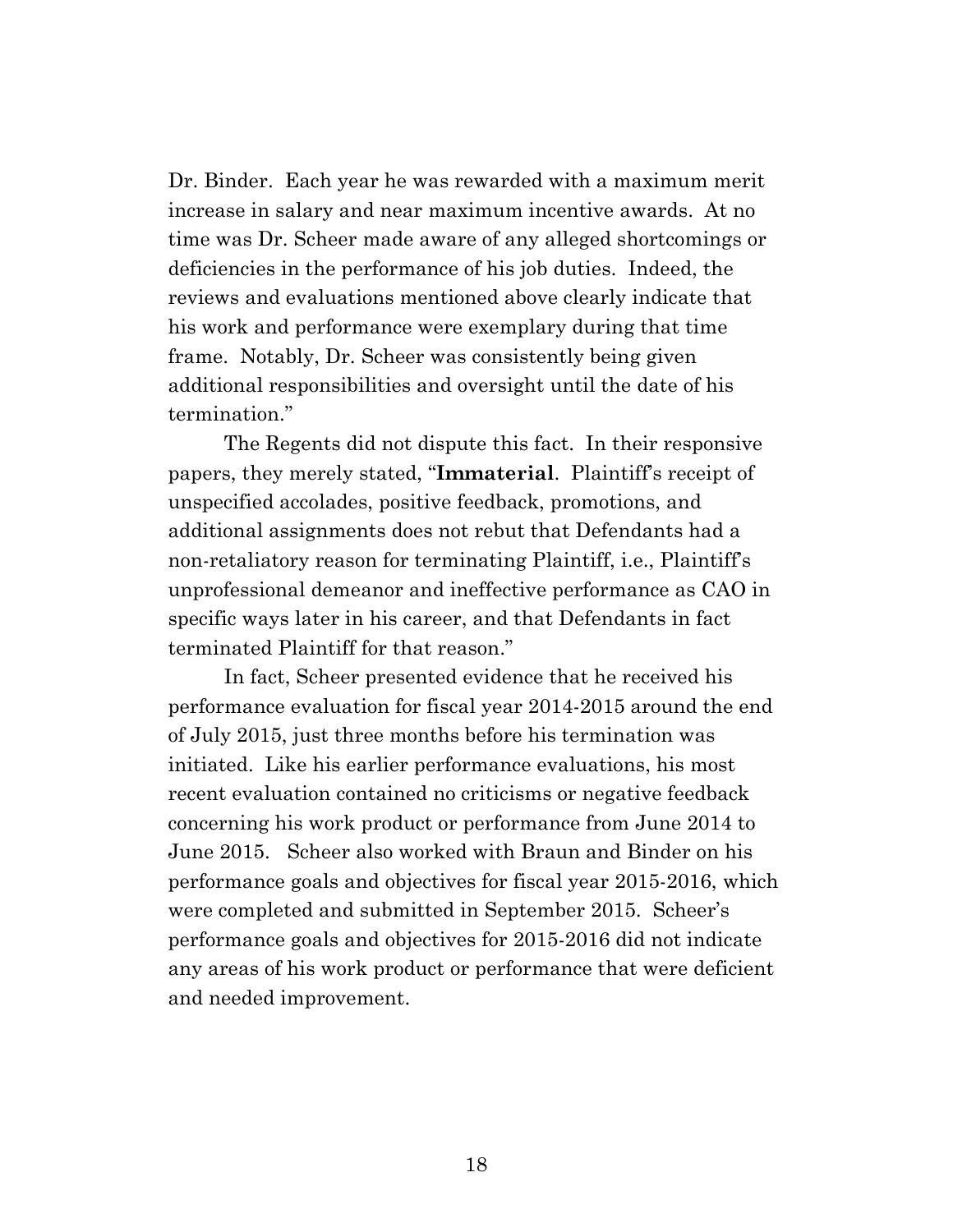Dr. Binder. Each year he was rewarded with a maximum merit increase in salary and near maximum incentive awards. At no time was Dr. Scheer made aware of any alleged shortcomings or deficiencies in the performance of his job duties. Indeed, the reviews and evaluations mentioned above clearly indicate that his work and performance were exemplary during that time frame. Notably, Dr. Scheer was consistently being given additional responsibilities and oversight until the date of his termination."

The Regents did not dispute this fact. In their responsive papers, they merely stated, "**Immaterial**. Plaintiff's receipt of unspecified accolades, positive feedback, promotions, and additional assignments does not rebut that Defendants had a non-retaliatory reason for terminating Plaintiff, i.e., Plaintiff's unprofessional demeanor and ineffective performance as CAO in specific ways later in his career, and that Defendants in fact terminated Plaintiff for that reason."

In fact, Scheer presented evidence that he received his performance evaluation for fiscal year 2014-2015 around the end of July 2015, just three months before his termination was initiated. Like his earlier performance evaluations, his most recent evaluation contained no criticisms or negative feedback concerning his work product or performance from June 2014 to June 2015. Scheer also worked with Braun and Binder on his performance goals and objectives for fiscal year 2015-2016, which were completed and submitted in September 2015. Scheer's performance goals and objectives for 2015-2016 did not indicate any areas of his work product or performance that were deficient and needed improvement.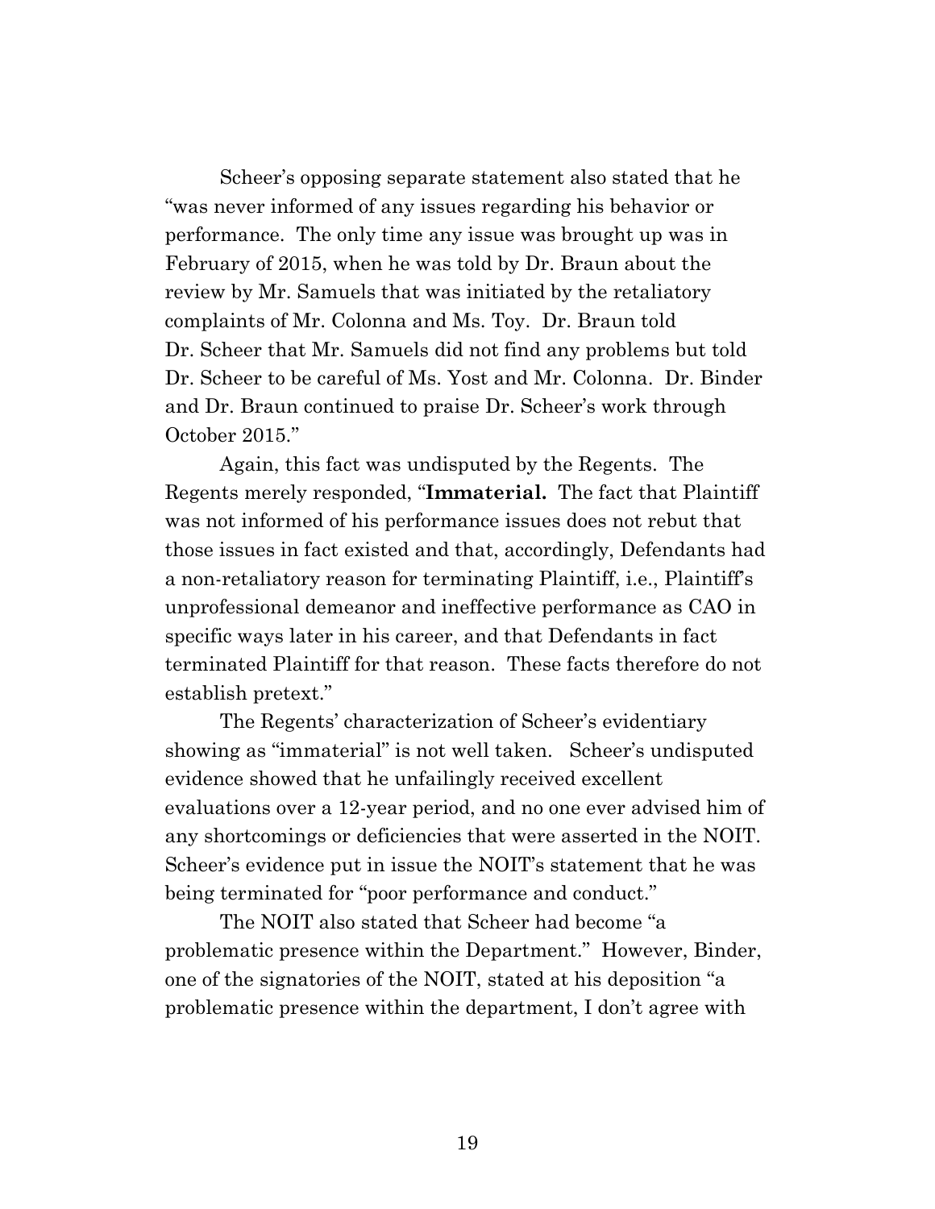Scheer's opposing separate statement also stated that he "was never informed of any issues regarding his behavior or performance. The only time any issue was brought up was in February of 2015, when he was told by Dr. Braun about the review by Mr. Samuels that was initiated by the retaliatory complaints of Mr. Colonna and Ms. Toy. Dr. Braun told Dr. Scheer that Mr. Samuels did not find any problems but told Dr. Scheer to be careful of Ms. Yost and Mr. Colonna. Dr. Binder and Dr. Braun continued to praise Dr. Scheer's work through October 2015."

Again, this fact was undisputed by the Regents. The Regents merely responded, "**Immaterial.** The fact that Plaintiff was not informed of his performance issues does not rebut that those issues in fact existed and that, accordingly, Defendants had a non-retaliatory reason for terminating Plaintiff, i.e., Plaintiff's unprofessional demeanor and ineffective performance as CAO in specific ways later in his career, and that Defendants in fact terminated Plaintiff for that reason. These facts therefore do not establish pretext."

The Regents' characterization of Scheer's evidentiary showing as "immaterial" is not well taken. Scheer's undisputed evidence showed that he unfailingly received excellent evaluations over a 12-year period, and no one ever advised him of any shortcomings or deficiencies that were asserted in the NOIT. Scheer's evidence put in issue the NOIT's statement that he was being terminated for "poor performance and conduct."

The NOIT also stated that Scheer had become "a problematic presence within the Department." However, Binder, one of the signatories of the NOIT, stated at his deposition "a problematic presence within the department, I don't agree with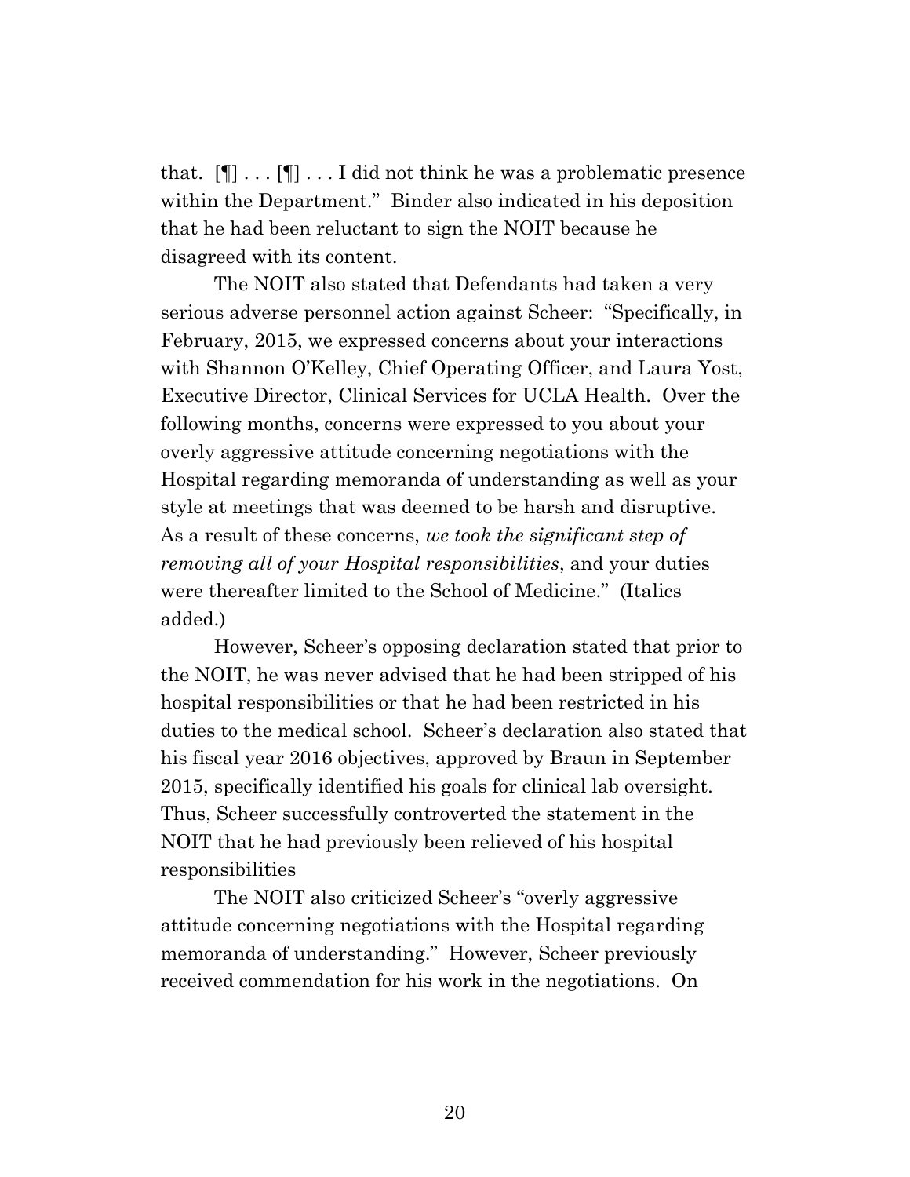that. [¶] . . . [¶] . . . I did not think he was a problematic presence within the Department." Binder also indicated in his deposition that he had been reluctant to sign the NOIT because he disagreed with its content.

The NOIT also stated that Defendants had taken a very serious adverse personnel action against Scheer: "Specifically, in February, 2015, we expressed concerns about your interactions with Shannon O'Kelley, Chief Operating Officer, and Laura Yost, Executive Director, Clinical Services for UCLA Health. Over the following months, concerns were expressed to you about your overly aggressive attitude concerning negotiations with the Hospital regarding memoranda of understanding as well as your style at meetings that was deemed to be harsh and disruptive. As a result of these concerns, *we took the significant step of removing all of your Hospital responsibilities*, and your duties were thereafter limited to the School of Medicine." (Italics added.)

However, Scheer's opposing declaration stated that prior to the NOIT, he was never advised that he had been stripped of his hospital responsibilities or that he had been restricted in his duties to the medical school. Scheer's declaration also stated that his fiscal year 2016 objectives, approved by Braun in September 2015, specifically identified his goals for clinical lab oversight. Thus, Scheer successfully controverted the statement in the NOIT that he had previously been relieved of his hospital responsibilities

The NOIT also criticized Scheer's "overly aggressive attitude concerning negotiations with the Hospital regarding memoranda of understanding." However, Scheer previously received commendation for his work in the negotiations. On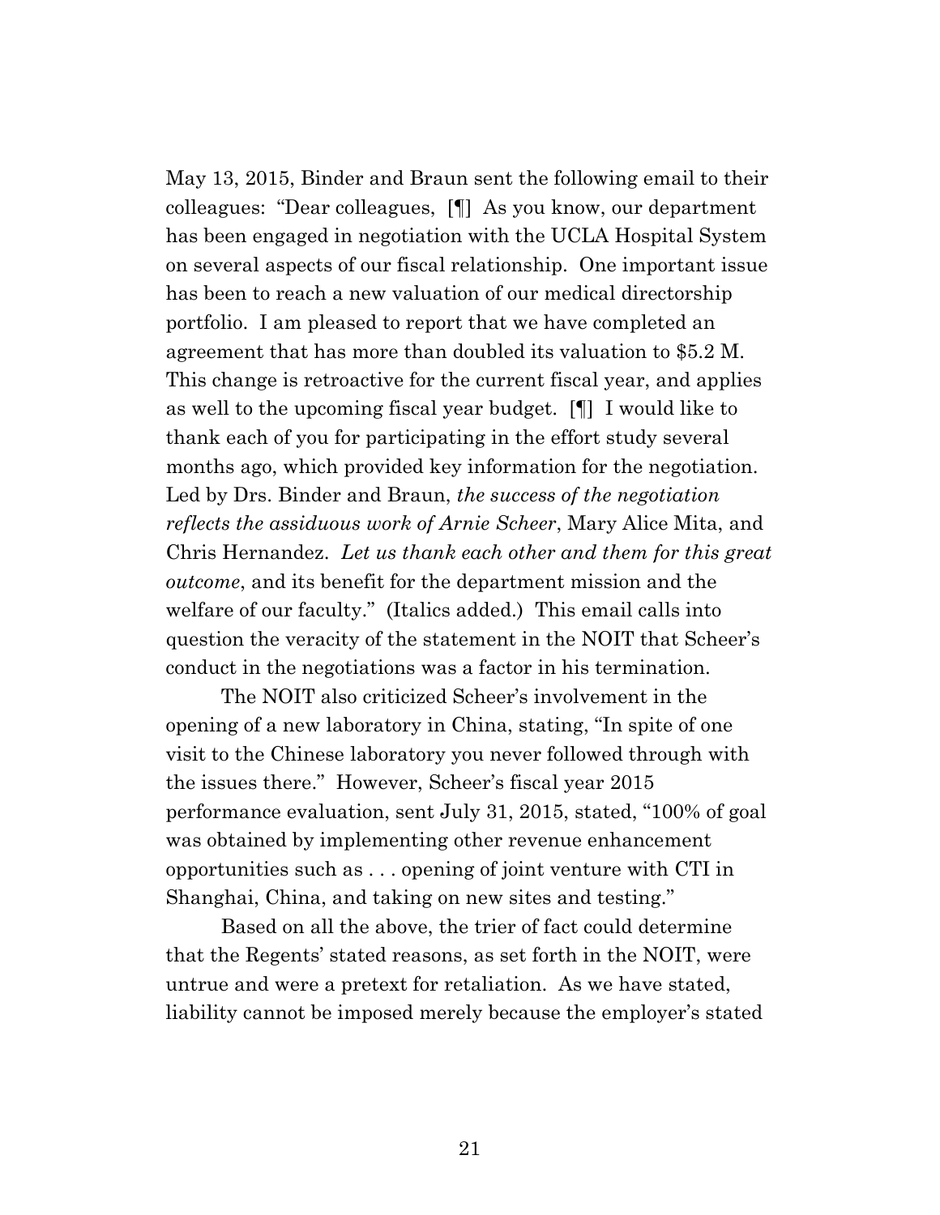May 13, 2015, Binder and Braun sent the following email to their colleagues: "Dear colleagues, [¶] As you know, our department has been engaged in negotiation with the UCLA Hospital System on several aspects of our fiscal relationship. One important issue has been to reach a new valuation of our medical directorship portfolio. I am pleased to report that we have completed an agreement that has more than doubled its valuation to $5.2 M. This change is retroactive for the current fiscal year, and applies as well to the upcoming fiscal year budget. [¶] I would like to thank each of you for participating in the effort study several months ago, which provided key information for the negotiation. Led by Drs. Binder and Braun, *the success of the negotiation reflects the assiduous work of Arnie Scheer*, Mary Alice Mita, and Chris Hernandez. *Let us thank each other and them for this great outcome*, and its benefit for the department mission and the welfare of our faculty." (Italics added.) This email calls into question the veracity of the statement in the NOIT that Scheer's conduct in the negotiations was a factor in his termination.

The NOIT also criticized Scheer's involvement in the opening of a new laboratory in China, stating, "In spite of one visit to the Chinese laboratory you never followed through with the issues there." However, Scheer's fiscal year 2015 performance evaluation, sent July 31, 2015, stated, "100% of goal was obtained by implementing other revenue enhancement opportunities such as . . . opening of joint venture with CTI in Shanghai, China, and taking on new sites and testing."

Based on all the above, the trier of fact could determine that the Regents' stated reasons, as set forth in the NOIT, were untrue and were a pretext for retaliation. As we have stated, liability cannot be imposed merely because the employer's stated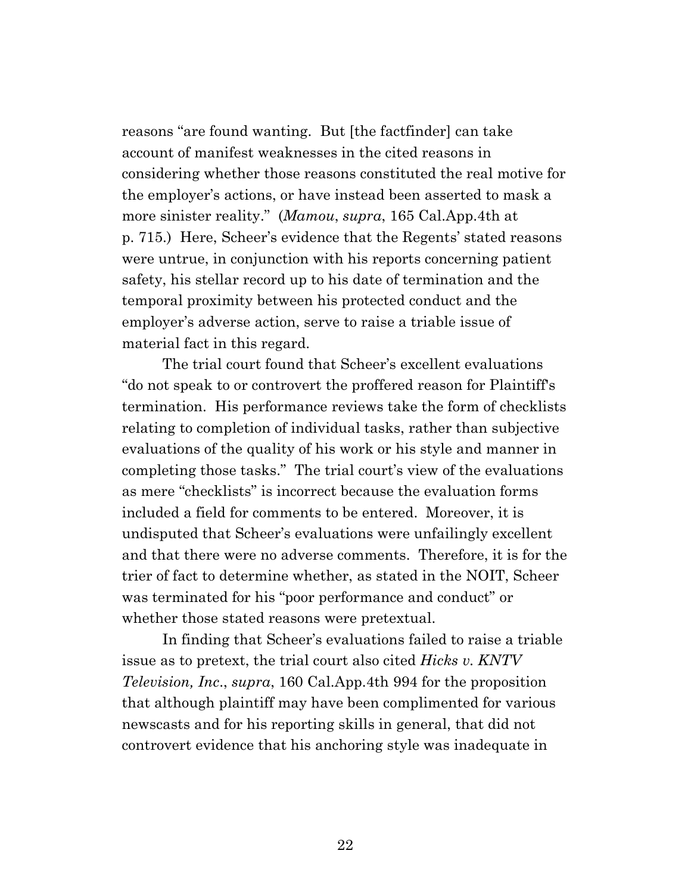reasons "are found wanting. But [the factfinder] can take account of manifest weaknesses in the cited reasons in considering whether those reasons constituted the real motive for the employer's actions, or have instead been asserted to mask a more sinister reality." (*Mamou*, *supra*, 165 Cal.App.4th at p. 715.) Here, Scheer's evidence that the Regents' stated reasons were untrue, in conjunction with his reports concerning patient safety, his stellar record up to his date of termination and the temporal proximity between his protected conduct and the employer's adverse action, serve to raise a triable issue of material fact in this regard.

The trial court found that Scheer's excellent evaluations "do not speak to or controvert the proffered reason for Plaintiff's termination. His performance reviews take the form of checklists relating to completion of individual tasks, rather than subjective evaluations of the quality of his work or his style and manner in completing those tasks." The trial court's view of the evaluations as mere "checklists" is incorrect because the evaluation forms included a field for comments to be entered. Moreover, it is undisputed that Scheer's evaluations were unfailingly excellent and that there were no adverse comments. Therefore, it is for the trier of fact to determine whether, as stated in the NOIT, Scheer was terminated for his "poor performance and conduct" or whether those stated reasons were pretextual.

In finding that Scheer's evaluations failed to raise a triable issue as to pretext, the trial court also cited *Hicks v. KNTV Television, Inc.*, *supra*, 160 Cal.App.4th 994 for the proposition that although plaintiff may have been complimented for various newscasts and for his reporting skills in general, that did not controvert evidence that his anchoring style was inadequate in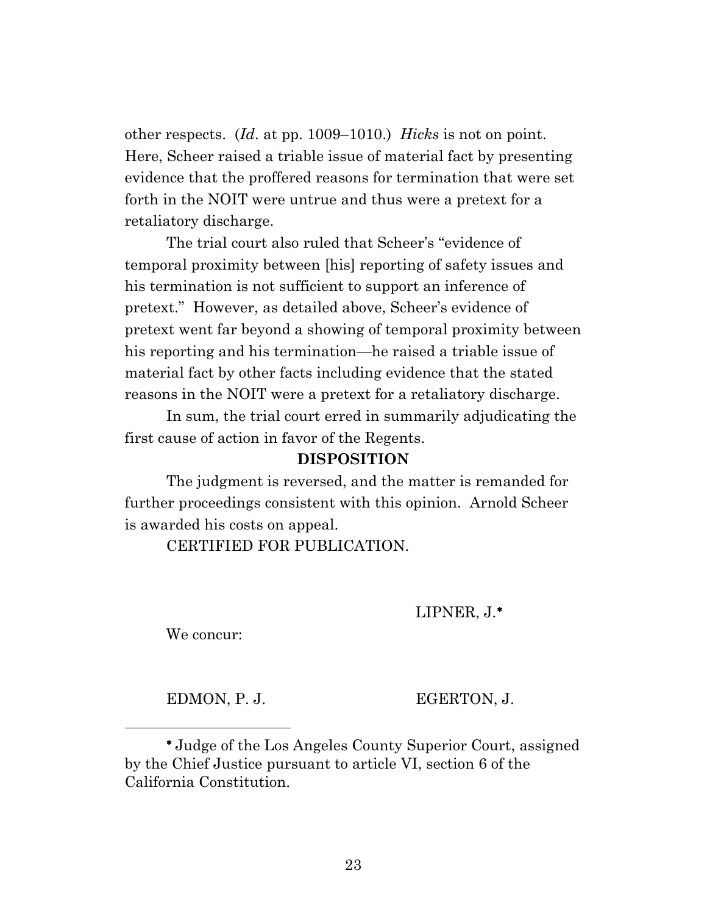other respects. (*Id*. at pp. 1009–1010.) *Hicks* is not on point. Here, Scheer raised a triable issue of material fact by presenting evidence that the proffered reasons for termination that were set forth in the NOIT were untrue and thus were a pretext for a retaliatory discharge.

The trial court also ruled that Scheer's "evidence of temporal proximity between [his] reporting of safety issues and his termination is not sufficient to support an inference of pretext." However, as detailed above, Scheer's evidence of pretext went far beyond a showing of temporal proximity between his reporting and his termination—he raised a triable issue of material fact by other facts including evidence that the stated reasons in the NOIT were a pretext for a retaliatory discharge.

In sum, the trial court erred in summarily adjudicating the first cause of action in favor of the Regents.

**DISPOSITION**

The judgment is reversed, and the matter is remanded for further proceedings consistent with this opinion. Arnold Scheer is awarded his costs on appeal.

CERTIFIED FOR PUBLICATION.

LIPNER, J.*

We concur:

EDMON, P. J.

EGERTON, J.

---

* Judge of the Los Angeles County Superior Court, assigned by the Chief Justice pursuant to article VI, section 6 of the California Constitution.